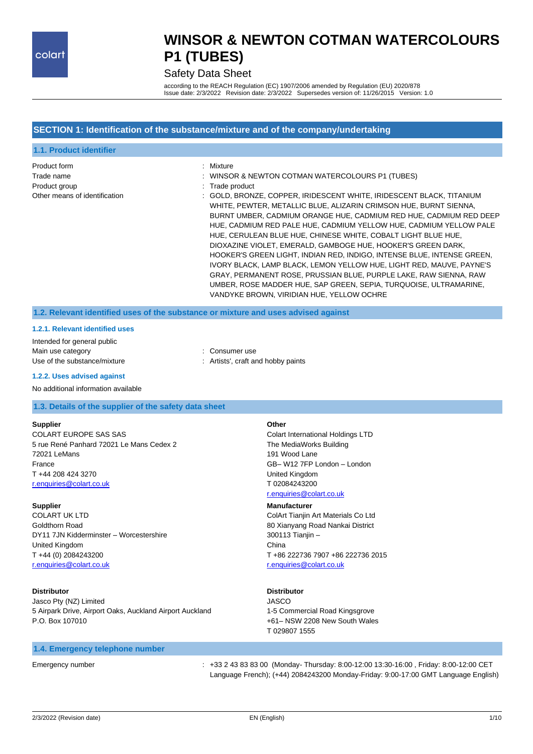# WINSOR & NEWTON COTMAN WATERCOLOURS P1 (TUBES)

Safety Data Sheet

according to the REACH Regulation (EC) 1907/2006 amended by Regulation (EU) 2020/878
Issue date: 2/3/2022 Revision date: 2/3/2022 Supersedes version of: 11/26/2015 Version: 1.0

## SECTION 1: Identification of the substance/mixture and of the company/undertaking

### 1.1. Product identifier

Product form : Mixture

Trade name : WINSOR & NEWTON COTMAN WATERCOLOURS P1 (TUBES)

Product group : Trade product

Other means of identification : GOLD, BRONZE, COPPER, IRIDESCENT WHITE, IRIDESCENT BLACK, TITANIUM WHITE, PEWTER, METALLIC BLUE, ALIZARIN CRIMSON HUE, BURNT SIENNA, BURNT UMBER, CADMIUM ORANGE HUE, CADMIUM RED HUE, CADMIUM RED DEEP HUE, CADMIUM RED PALE HUE, CADMIUM YELLOW HUE, CADMIUM YELLOW PALE HUE, CERULEAN BLUE HUE, CHINESE WHITE, COBALT LIGHT BLUE HUE, DIOXAZINE VIOLET, EMERALD, GAMBOGE HUE, HOOKER'S GREEN DARK, HOOKER'S GREEN LIGHT, INDIAN RED, INDIGO, INTENSE BLUE, INTENSE GREEN, IVORY BLACK, LAMP BLACK, LEMON YELLOW HUE, LIGHT RED, MAUVE, PAYNE'S GRAY, PERMANENT ROSE, PRUSSIAN BLUE, PURPLE LAKE, RAW SIENNA, RAW UMBER, ROSE MADDER HUE, SAP GREEN, SEPIA, TURQUOISE, ULTRAMARINE, VANDYKE BROWN, VIRIDIAN HUE, YELLOW OCHRE

### 1.2. Relevant identified uses of the substance or mixture and uses advised against

#### 1.2.1. Relevant identified uses

Intended for general public

Main use category : Consumer use

Use of the substance/mixture : Artists', craft and hobby paints

#### 1.2.2. Uses advised against

No additional information available

### 1.3. Details of the supplier of the safety data sheet

**Supplier**
COLART EUROPE SAS SAS
5 rue René Panhard 72021 Le Mans Cedex 2
72021 LeMans
France
T +44 208 424 3270
r.enquiries@colart.co.uk

**Supplier**
COLART UK LTD
Goldthorn Road
DY11 7JN Kidderminster – Worcestershire
United Kingdom
T +44 (0) 2084243200
r.enquiries@colart.co.uk

**Distributor**
Jasco Pty (NZ) Limited
5 Airpark Drive, Airport Oaks, Auckland Airport Auckland
P.O. Box 107010

**Other**
Colart International Holdings LTD
The MediaWorks Building
191 Wood Lane
GB– W12 7FP London – London
United Kingdom
T 02084243200
r.enquiries@colart.co.uk

**Manufacturer**
ColArt Tianjin Art Materials Co Ltd
80 Xianyang Road Nankai District
300113 Tianjin –
China
T +86 222736 7907 +86 222736 2015
r.enquiries@colart.co.uk

**Distributor**
JASCO
1-5 Commercial Road Kingsgrove
+61– NSW 2208 New South Wales
T 029807 1555

### 1.4. Emergency telephone number

Emergency number : +33 2 43 83 83 00 (Monday- Thursday: 8:00-12:00 13:30-16:00 , Friday: 8:00-12:00 CET Language French); (+44) 2084243200 Monday-Friday: 9:00-17:00 GMT Language English)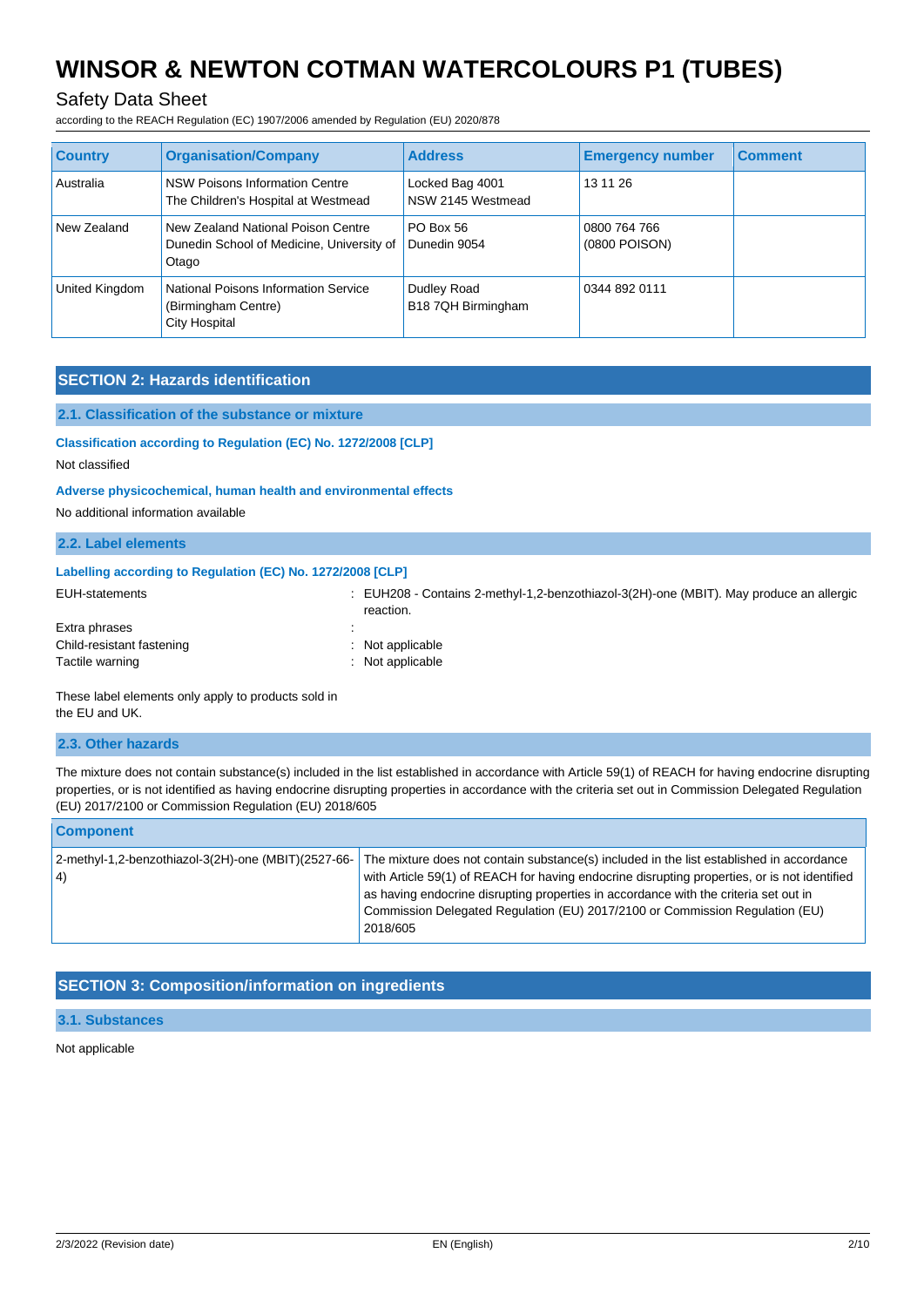| Country | Organisation/Company | Address | Emergency number | Comment |
|---|---|---|---|---|
| Australia | NSW Poisons Information Centre<br>The Children's Hospital at Westmead | Locked Bag 4001<br>NSW 2145 Westmead | 13 11 26 | |
| New Zealand | New Zealand National Poison Centre<br>Dunedin School of Medicine, University of Otago | PO Box 56<br>Dunedin 9054 | 0800 764 766<br>(0800 POISON) | |
| United Kingdom | National Poisons Information Service<br>(Birmingham Centre)<br>City Hospital | Dudley Road<br>B18 7QH Birmingham | 0344 892 0111 | |

## SECTION 2: Hazards identification

### 2.1. Classification of the substance or mixture

**Classification according to Regulation (EC) No. 1272/2008 [CLP]**

Not classified

**Adverse physicochemical, human health and environmental effects**

No additional information available

### 2.2. Label elements

**Labelling according to Regulation (EC) No. 1272/2008 [CLP]**

EUH-statements : EUH208 - Contains 2-methyl-1,2-benzothiazol-3(2H)-one (MBIT). May produce an allergic reaction.

Extra phrases :

Child-resistant fastening : Not applicable

Tactile warning : Not applicable

These label elements only apply to products sold in the EU and UK.

### 2.3. Other hazards

The mixture does not contain substance(s) included in the list established in accordance with Article 59(1) of REACH for having endocrine disrupting properties, or is not identified as having endocrine disrupting properties in accordance with the criteria set out in Commission Delegated Regulation (EU) 2017/2100 or Commission Regulation (EU) 2018/605

| Component | |
|---|---|
| 2-methyl-1,2-benzothiazol-3(2H)-one (MBIT)(2527-66-4) | The mixture does not contain substance(s) included in the list established in accordance with Article 59(1) of REACH for having endocrine disrupting properties, or is not identified as having endocrine disrupting properties in accordance with the criteria set out in Commission Delegated Regulation (EU) 2017/2100 or Commission Regulation (EU) 2018/605 |

## SECTION 3: Composition/information on ingredients

### 3.1. Substances

Not applicable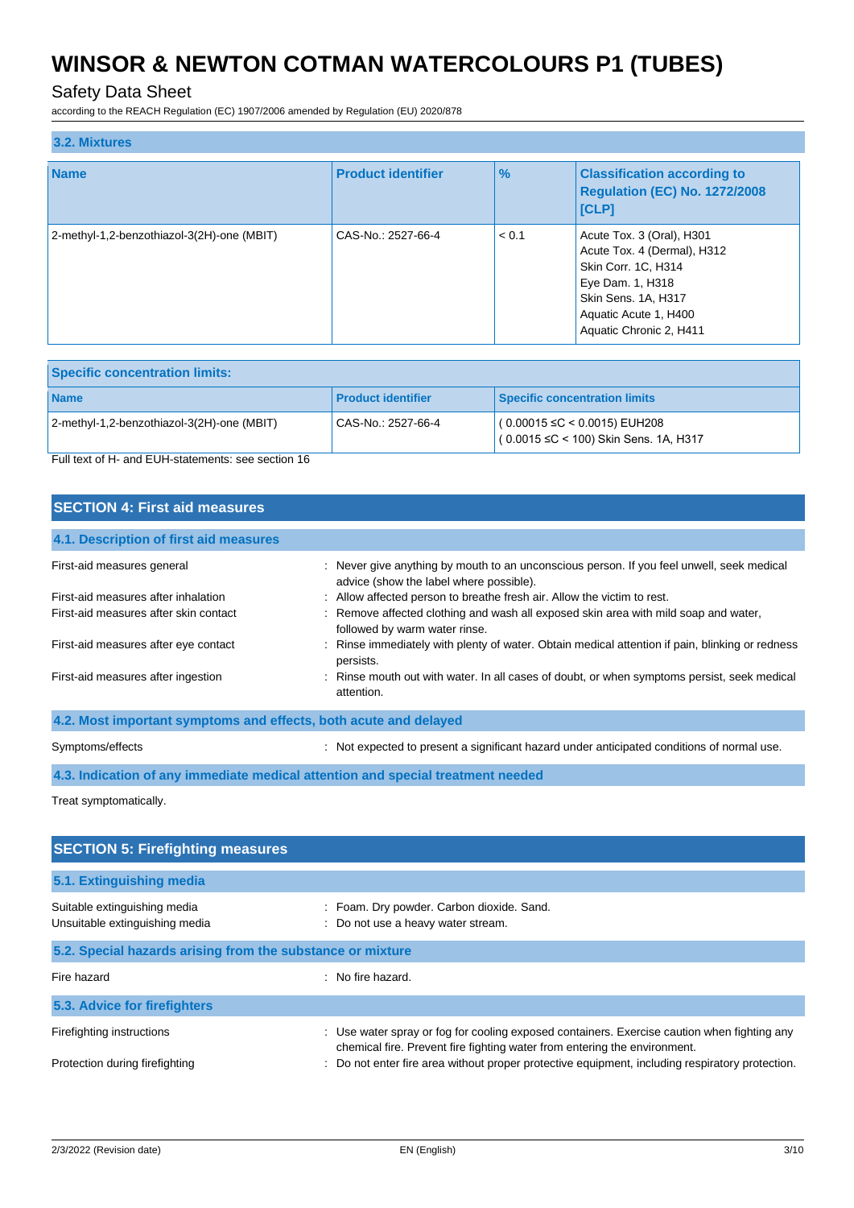### 3.2. Mixtures

| Name | Product identifier | % | Classification according to Regulation (EC) No. 1272/2008 [CLP] |
|---|---|---|---|
| 2-methyl-1,2-benzothiazol-3(2H)-one (MBIT) | CAS-No.: 2527-66-4 | < 0.1 | Acute Tox. 3 (Oral), H301<br>Acute Tox. 4 (Dermal), H312<br>Skin Corr. 1C, H314<br>Eye Dam. 1, H318<br>Skin Sens. 1A, H317<br>Aquatic Acute 1, H400<br>Aquatic Chronic 2, H411 |

| Specific concentration limits: | | |
|---|---|---|
| **Name** | **Product identifier** | **Specific concentration limits** |
| 2-methyl-1,2-benzothiazol-3(2H)-one (MBIT) | CAS-No.: 2527-66-4 | ( 0.00015 ≤C < 0.0015) EUH208<br>( 0.0015 ≤C < 100) Skin Sens. 1A, H317 |

Full text of H- and EUH-statements: see section 16

## SECTION 4: First aid measures

### 4.1. Description of first aid measures

First-aid measures general : Never give anything by mouth to an unconscious person. If you feel unwell, seek medical advice (show the label where possible).

First-aid measures after inhalation : Allow affected person to breathe fresh air. Allow the victim to rest.

First-aid measures after skin contact : Remove affected clothing and wash all exposed skin area with mild soap and water, followed by warm water rinse.

First-aid measures after eye contact : Rinse immediately with plenty of water. Obtain medical attention if pain, blinking or redness persists.

First-aid measures after ingestion : Rinse mouth out with water. In all cases of doubt, or when symptoms persist, seek medical attention.

### 4.2. Most important symptoms and effects, both acute and delayed

Symptoms/effects : Not expected to present a significant hazard under anticipated conditions of normal use.

### 4.3. Indication of any immediate medical attention and special treatment needed

Treat symptomatically.

## SECTION 5: Firefighting measures

### 5.1. Extinguishing media

Suitable extinguishing media : Foam. Dry powder. Carbon dioxide. Sand.

Unsuitable extinguishing media : Do not use a heavy water stream.

### 5.2. Special hazards arising from the substance or mixture

Fire hazard : No fire hazard.

### 5.3. Advice for firefighters

Firefighting instructions : Use water spray or fog for cooling exposed containers. Exercise caution when fighting any chemical fire. Prevent fire fighting water from entering the environment.

Protection during firefighting : Do not enter fire area without proper protective equipment, including respiratory protection.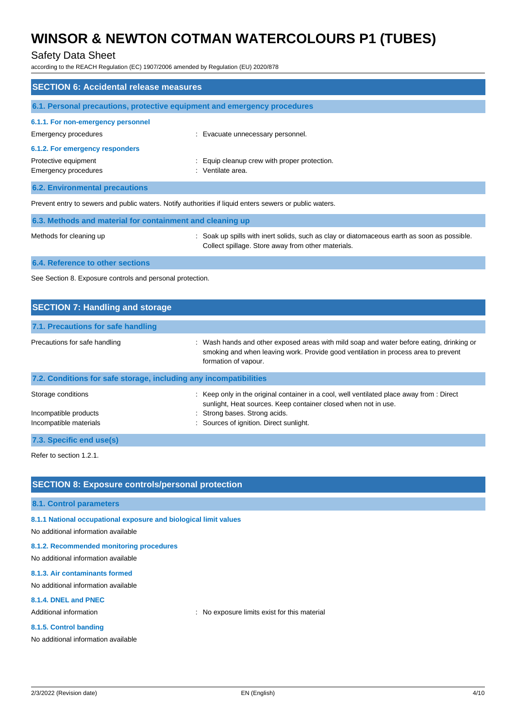## SECTION 6: Accidental release measures

### 6.1. Personal precautions, protective equipment and emergency procedures

#### 6.1.1. For non-emergency personnel

Emergency procedures : Evacuate unnecessary personnel.

#### 6.1.2. For emergency responders

Protective equipment : Equip cleanup crew with proper protection.

Emergency procedures : Ventilate area.

### 6.2. Environmental precautions

Prevent entry to sewers and public waters. Notify authorities if liquid enters sewers or public waters.

### 6.3. Methods and material for containment and cleaning up

Methods for cleaning up : Soak up spills with inert solids, such as clay or diatomaceous earth as soon as possible. Collect spillage. Store away from other materials.

### 6.4. Reference to other sections

See Section 8. Exposure controls and personal protection.

## SECTION 7: Handling and storage

### 7.1. Precautions for safe handling

Precautions for safe handling : Wash hands and other exposed areas with mild soap and water before eating, drinking or smoking and when leaving work. Provide good ventilation in process area to prevent formation of vapour.

### 7.2. Conditions for safe storage, including any incompatibilities

Storage conditions : Keep only in the original container in a cool, well ventilated place away from : Direct sunlight, Heat sources. Keep container closed when not in use.

Incompatible products : Strong bases. Strong acids.

Incompatible materials : Sources of ignition. Direct sunlight.

### 7.3. Specific end use(s)

Refer to section 1.2.1.

## SECTION 8: Exposure controls/personal protection

### 8.1. Control parameters

#### 8.1.1 National occupational exposure and biological limit values

No additional information available

#### 8.1.2. Recommended monitoring procedures

No additional information available

#### 8.1.3. Air contaminants formed

No additional information available

#### 8.1.4. DNEL and PNEC

Additional information : No exposure limits exist for this material

#### 8.1.5. Control banding

No additional information available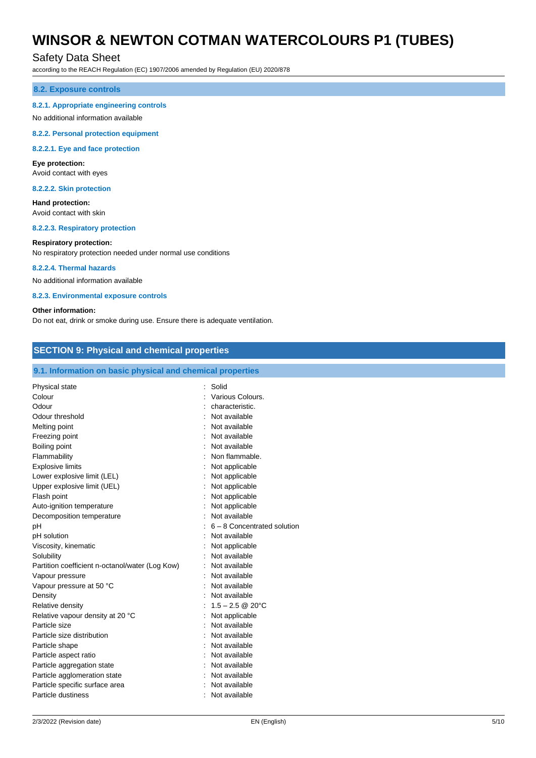### 8.2. Exposure controls

#### 8.2.1. Appropriate engineering controls

No additional information available

#### 8.2.2. Personal protection equipment

##### 8.2.2.1. Eye and face protection

**Eye protection:**
Avoid contact with eyes

##### 8.2.2.2. Skin protection

**Hand protection:**
Avoid contact with skin

##### 8.2.2.3. Respiratory protection

**Respiratory protection:**
No respiratory protection needed under normal use conditions

##### 8.2.2.4. Thermal hazards

No additional information available

#### 8.2.3. Environmental exposure controls

**Other information:**
Do not eat, drink or smoke during use. Ensure there is adequate ventilation.

## SECTION 9: Physical and chemical properties

### 9.1. Information on basic physical and chemical properties

| | |
|---|---|
| Physical state | : Solid |
| Colour | : Various Colours. |
| Odour | : characteristic. |
| Odour threshold | : Not available |
| Melting point | : Not available |
| Freezing point | : Not available |
| Boiling point | : Not available |
| Flammability | : Non flammable. |
| Explosive limits | : Not applicable |
| Lower explosive limit (LEL) | : Not applicable |
| Upper explosive limit (UEL) | : Not applicable |
| Flash point | : Not applicable |
| Auto-ignition temperature | : Not applicable |
| Decomposition temperature | : Not available |
| pH | : 6 – 8 Concentrated solution |
| pH solution | : Not available |
| Viscosity, kinematic | : Not applicable |
| Solubility | : Not available |
| Partition coefficient n-octanol/water (Log Kow) | : Not available |
| Vapour pressure | : Not available |
| Vapour pressure at 50 °C | : Not available |
| Density | : Not available |
| Relative density | : 1.5 – 2.5 @ 20°C |
| Relative vapour density at 20 °C | : Not applicable |
| Particle size | : Not available |
| Particle size distribution | : Not available |
| Particle shape | : Not available |
| Particle aspect ratio | : Not available |
| Particle aggregation state | : Not available |
| Particle agglomeration state | : Not available |
| Particle specific surface area | : Not available |
| Particle dustiness | : Not available |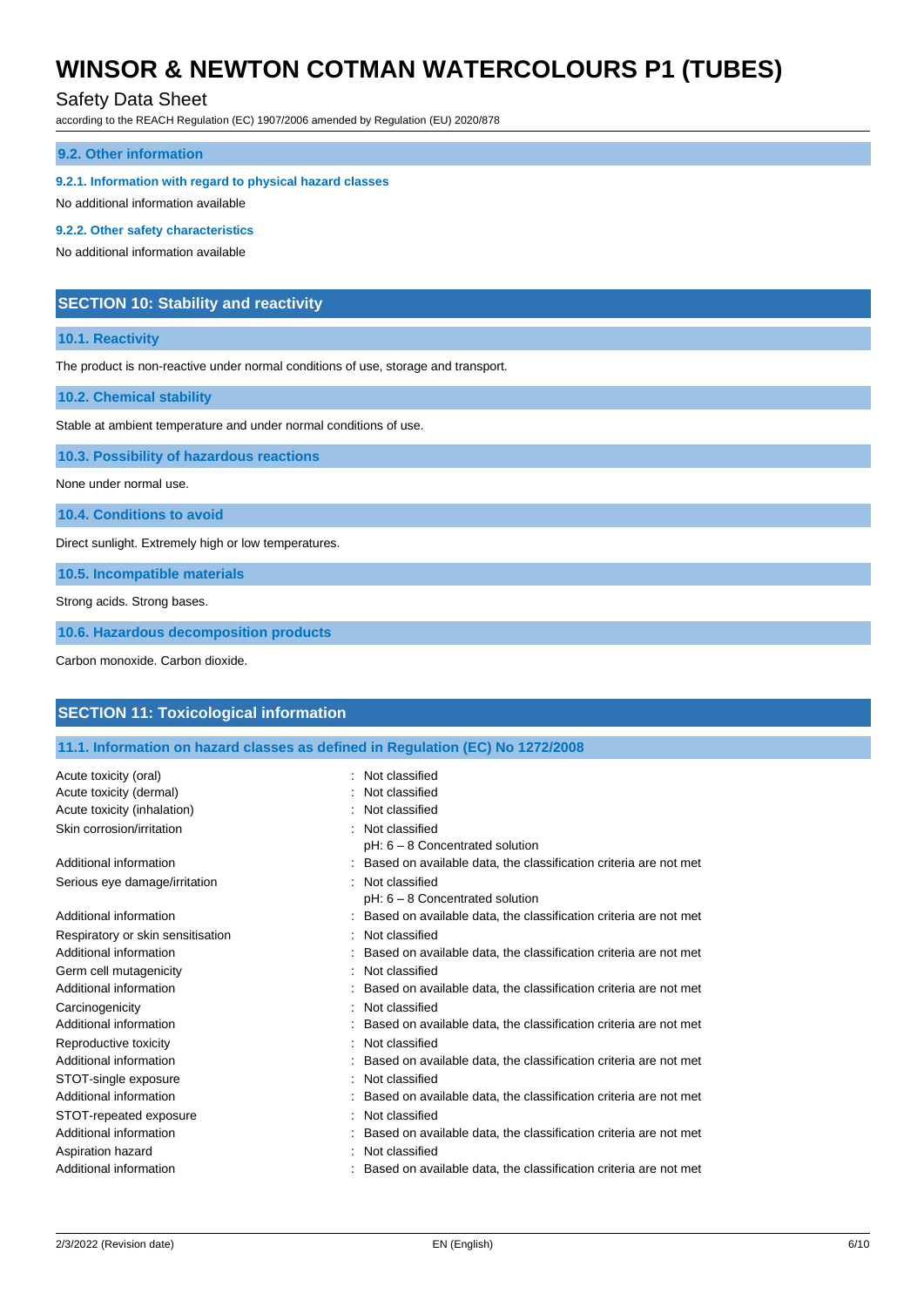### 9.2. Other information

#### 9.2.1. Information with regard to physical hazard classes

No additional information available

#### 9.2.2. Other safety characteristics

No additional information available

## SECTION 10: Stability and reactivity

### 10.1. Reactivity

The product is non-reactive under normal conditions of use, storage and transport.

### 10.2. Chemical stability

Stable at ambient temperature and under normal conditions of use.

### 10.3. Possibility of hazardous reactions

None under normal use.

### 10.4. Conditions to avoid

Direct sunlight. Extremely high or low temperatures.

### 10.5. Incompatible materials

Strong acids. Strong bases.

### 10.6. Hazardous decomposition products

Carbon monoxide. Carbon dioxide.

## SECTION 11: Toxicological information

### 11.1. Information on hazard classes as defined in Regulation (EC) No 1272/2008

| | |
|---|---|
| Acute toxicity (oral) | : Not classified |
| Acute toxicity (dermal) | : Not classified |
| Acute toxicity (inhalation) | : Not classified |
| Skin corrosion/irritation | : Not classified<br>pH: 6 – 8 Concentrated solution |
| Additional information | : Based on available data, the classification criteria are not met |
| Serious eye damage/irritation | : Not classified<br>pH: 6 – 8 Concentrated solution |
| Additional information | : Based on available data, the classification criteria are not met |
| Respiratory or skin sensitisation | : Not classified |
| Additional information | : Based on available data, the classification criteria are not met |
| Germ cell mutagenicity | : Not classified |
| Additional information | : Based on available data, the classification criteria are not met |
| Carcinogenicity | : Not classified |
| Additional information | : Based on available data, the classification criteria are not met |
| Reproductive toxicity | : Not classified |
| Additional information | : Based on available data, the classification criteria are not met |
| STOT-single exposure | : Not classified |
| Additional information | : Based on available data, the classification criteria are not met |
| STOT-repeated exposure | : Not classified |
| Additional information | : Based on available data, the classification criteria are not met |
| Aspiration hazard | : Not classified |
| Additional information | : Based on available data, the classification criteria are not met |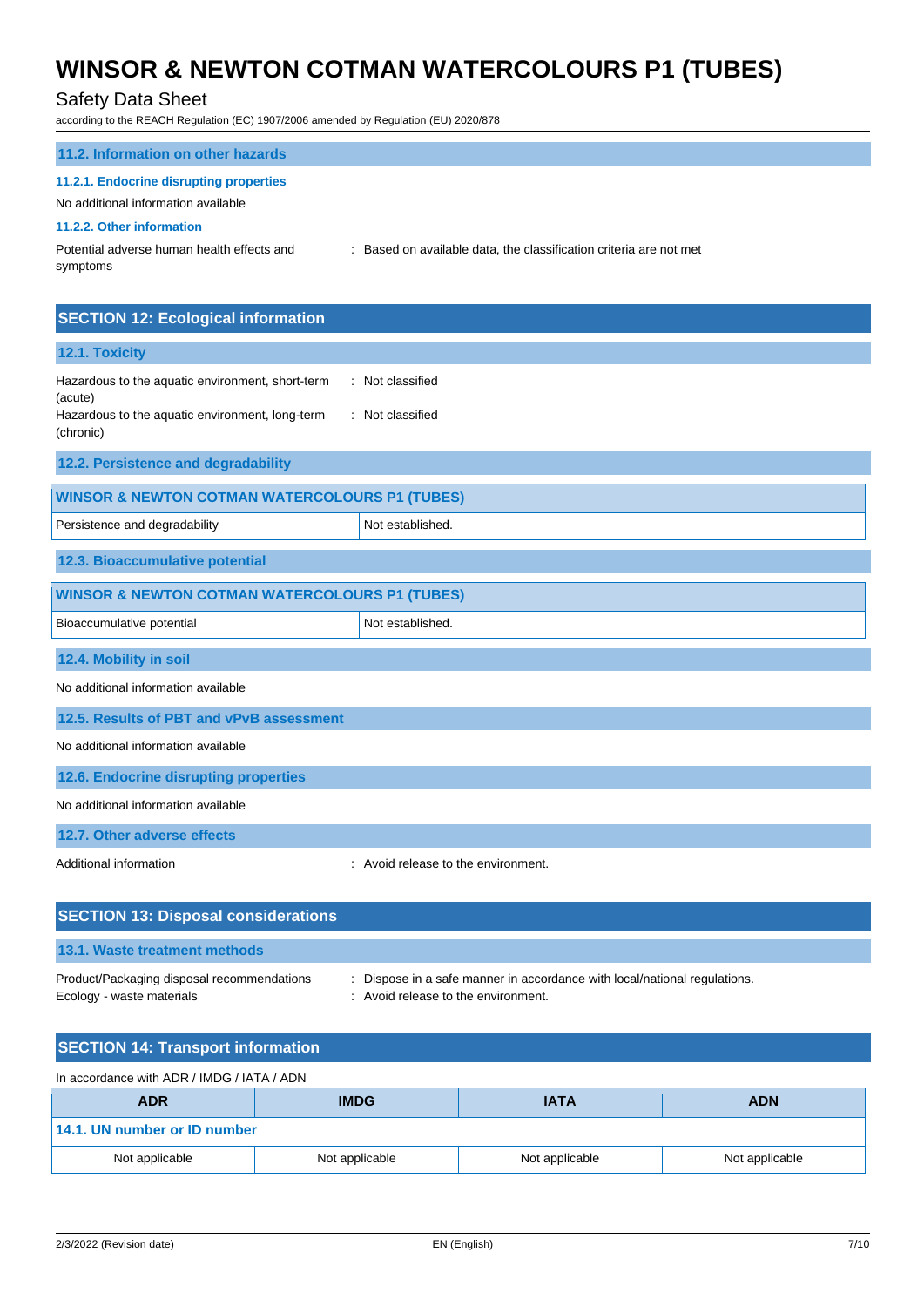### 11.2. Information on other hazards

#### 11.2.1. Endocrine disrupting properties

No additional information available

#### 11.2.2. Other information

Potential adverse human health effects and symptoms : Based on available data, the classification criteria are not met

## SECTION 12: Ecological information

### 12.1. Toxicity

Hazardous to the aquatic environment, short-term (acute) : Not classified

Hazardous to the aquatic environment, long-term (chronic) : Not classified

### 12.2. Persistence and degradability

| WINSOR & NEWTON COTMAN WATERCOLOURS P1 (TUBES) | |
|---|---|
| Persistence and degradability | Not established. |

### 12.3. Bioaccumulative potential

| WINSOR & NEWTON COTMAN WATERCOLOURS P1 (TUBES) | |
|---|---|
| Bioaccumulative potential | Not established. |

### 12.4. Mobility in soil

No additional information available

### 12.5. Results of PBT and vPvB assessment

No additional information available

### 12.6. Endocrine disrupting properties

No additional information available

### 12.7. Other adverse effects

Additional information : Avoid release to the environment.

## SECTION 13: Disposal considerations

### 13.1. Waste treatment methods

Product/Packaging disposal recommendations : Dispose in a safe manner in accordance with local/national regulations.

Ecology - waste materials : Avoid release to the environment.

## SECTION 14: Transport information

In accordance with ADR / IMDG / IATA / ADN

| ADR | IMDG | IATA | ADN |
|---|---|---|---|
| **14.1. UN number or ID number** | | | |
| Not applicable | Not applicable | Not applicable | Not applicable |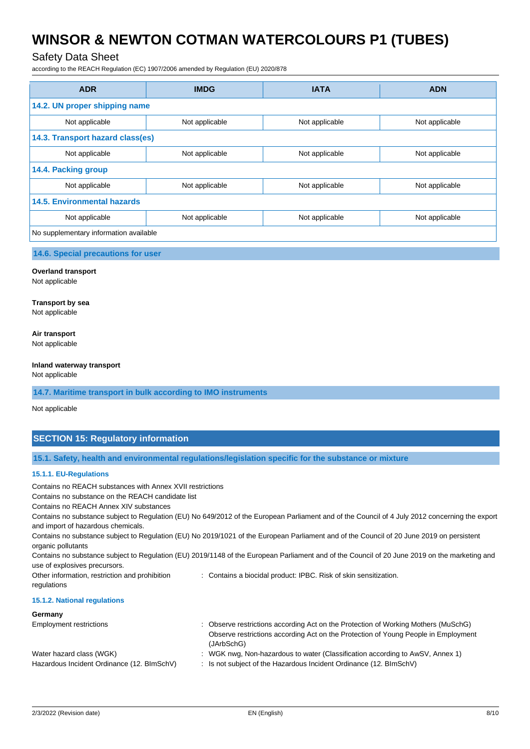| ADR | IMDG | IATA | ADN |
|---|---|---|---|
| **14.2. UN proper shipping name** | | | |
| Not applicable | Not applicable | Not applicable | Not applicable |
| **14.3. Transport hazard class(es)** | | | |
| Not applicable | Not applicable | Not applicable | Not applicable |
| **14.4. Packing group** | | | |
| Not applicable | Not applicable | Not applicable | Not applicable |
| **14.5. Environmental hazards** | | | |
| Not applicable | Not applicable | Not applicable | Not applicable |
| No supplementary information available | | | |

### 14.6. Special precautions for user

**Overland transport**
Not applicable

**Transport by sea**
Not applicable

**Air transport**
Not applicable

**Inland waterway transport**
Not applicable

### 14.7. Maritime transport in bulk according to IMO instruments

Not applicable

## SECTION 15: Regulatory information

### 15.1. Safety, health and environmental regulations/legislation specific for the substance or mixture

#### 15.1.1. EU-Regulations

Contains no REACH substances with Annex XVII restrictions
Contains no substance on the REACH candidate list
Contains no REACH Annex XIV substances
Contains no substance subject to Regulation (EU) No 649/2012 of the European Parliament and of the Council of 4 July 2012 concerning the export and import of hazardous chemicals.
Contains no substance subject to Regulation (EU) No 2019/1021 of the European Parliament and of the Council of 20 June 2019 on persistent organic pollutants
Contains no substance subject to Regulation (EU) 2019/1148 of the European Parliament and of the Council of 20 June 2019 on the marketing and use of explosives precursors.

Other information, restriction and prohibition regulations : Contains a biocidal product: IPBC. Risk of skin sensitization.

#### 15.1.2. National regulations

**Germany**

Employment restrictions : Observe restrictions according Act on the Protection of Working Mothers (MuSchG)
Observe restrictions according Act on the Protection of Young People in Employment (JArbSchG)

Water hazard class (WGK) : WGK nwg, Non-hazardous to water (Classification according to AwSV, Annex 1)

Hazardous Incident Ordinance (12. BImSchV) : Is not subject of the Hazardous Incident Ordinance (12. BImSchV)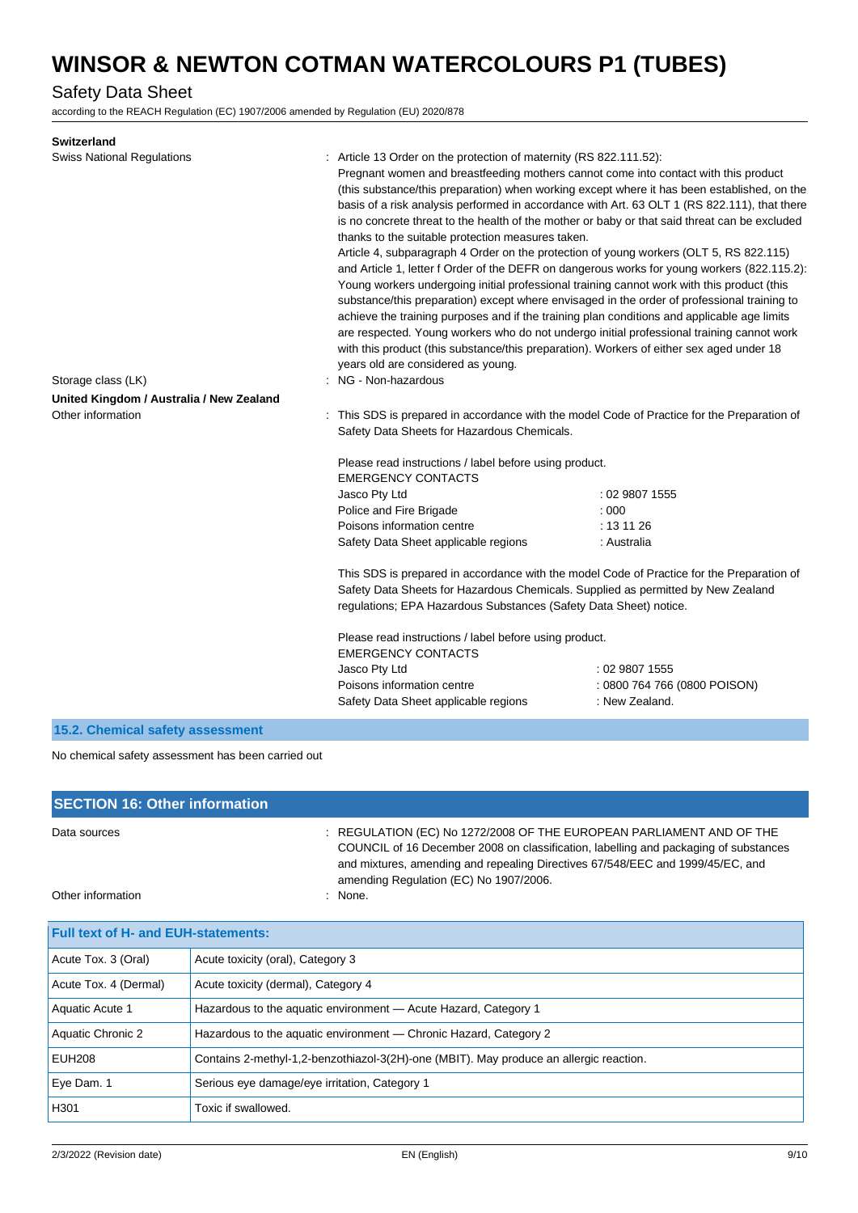**Switzerland**

Swiss National Regulations : Article 13 Order on the protection of maternity (RS 822.111.52):
Pregnant women and breastfeeding mothers cannot come into contact with this product (this substance/this preparation) when working except where it has been established, on the basis of a risk analysis performed in accordance with Art. 63 OLT 1 (RS 822.111), that there is no concrete threat to the health of the mother or baby or that said threat can be excluded thanks to the suitable protection measures taken.
Article 4, subparagraph 4 Order on the protection of young workers (OLT 5, RS 822.115) and Article 1, letter f Order of the DEFR on dangerous works for young workers (822.115.2): Young workers undergoing initial professional training cannot work with this product (this substance/this preparation) except where envisaged in the order of professional training to achieve the training purposes and if the training plan conditions and applicable age limits are respected. Young workers who do not undergo initial professional training cannot work with this product (this substance/this preparation). Workers of either sex aged under 18 years old are considered as young.

Storage class (LK) : NG - Non-hazardous

**United Kingdom / Australia / New Zealand**

Other information : This SDS is prepared in accordance with the model Code of Practice for the Preparation of Safety Data Sheets for Hazardous Chemicals.

Please read instructions / label before using product.
EMERGENCY CONTACTS

| | |
|---|---|
| Jasco Pty Ltd | : 02 9807 1555 |
| Police and Fire Brigade | : 000 |
| Poisons information centre | : 13 11 26 |
| Safety Data Sheet applicable regions | : Australia |

This SDS is prepared in accordance with the model Code of Practice for the Preparation of Safety Data Sheets for Hazardous Chemicals. Supplied as permitted by New Zealand regulations; EPA Hazardous Substances (Safety Data Sheet) notice.

Please read instructions / label before using product.
EMERGENCY CONTACTS

| | |
|---|---|
| Jasco Pty Ltd | : 02 9807 1555 |
| Poisons information centre | : 0800 764 766 (0800 POISON) |
| Safety Data Sheet applicable regions | : New Zealand. |

### 15.2. Chemical safety assessment

No chemical safety assessment has been carried out

## SECTION 16: Other information

Data sources : REGULATION (EC) No 1272/2008 OF THE EUROPEAN PARLIAMENT AND OF THE COUNCIL of 16 December 2008 on classification, labelling and packaging of substances and mixtures, amending and repealing Directives 67/548/EEC and 1999/45/EC, and amending Regulation (EC) No 1907/2006.

Other information : None.

| Full text of H- and EUH-statements: | |
|---|---|
| Acute Tox. 3 (Oral) | Acute toxicity (oral), Category 3 |
| Acute Tox. 4 (Dermal) | Acute toxicity (dermal), Category 4 |
| Aquatic Acute 1 | Hazardous to the aquatic environment — Acute Hazard, Category 1 |
| Aquatic Chronic 2 | Hazardous to the aquatic environment — Chronic Hazard, Category 2 |
| EUH208 | Contains 2-methyl-1,2-benzothiazol-3(2H)-one (MBIT). May produce an allergic reaction. |
| Eye Dam. 1 | Serious eye damage/eye irritation, Category 1 |
| H301 | Toxic if swallowed. |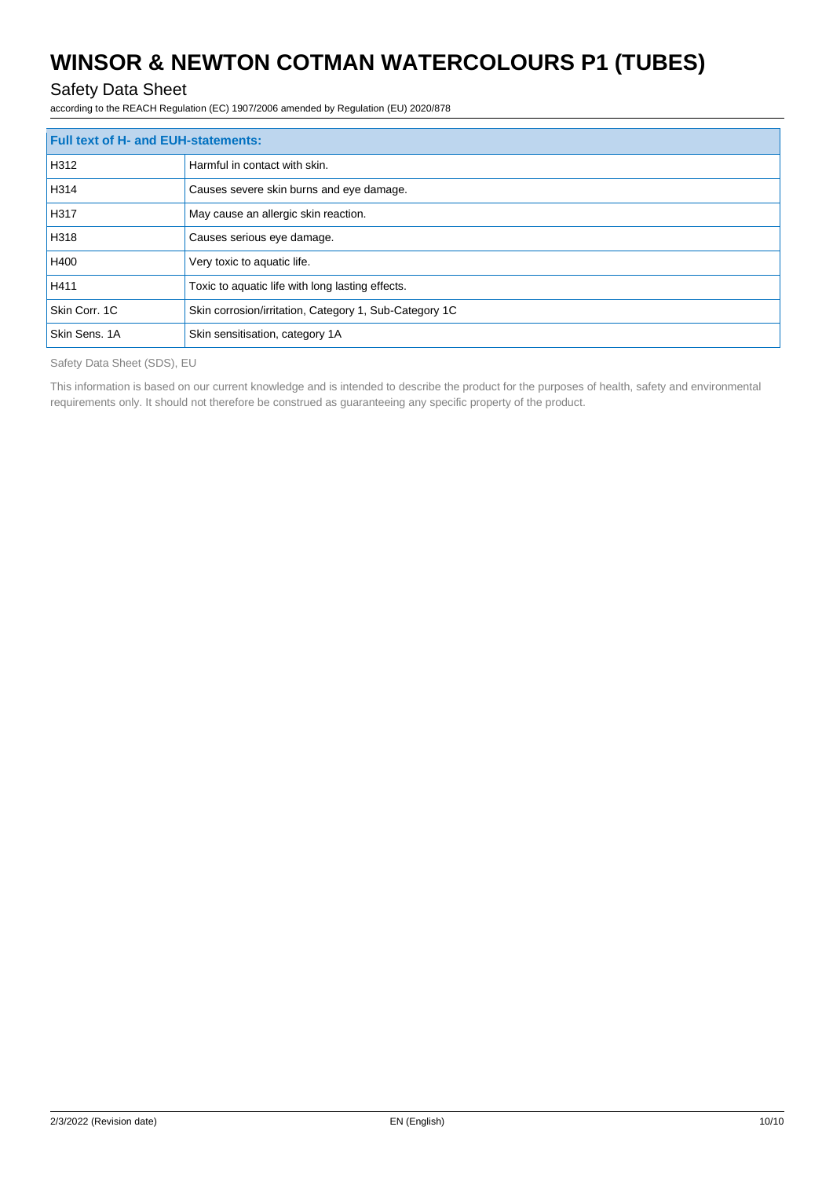| Full text of H- and EUH-statements: | |
|---|---|
| H312 | Harmful in contact with skin. |
| H314 | Causes severe skin burns and eye damage. |
| H317 | May cause an allergic skin reaction. |
| H318 | Causes serious eye damage. |
| H400 | Very toxic to aquatic life. |
| H411 | Toxic to aquatic life with long lasting effects. |
| Skin Corr. 1C | Skin corrosion/irritation, Category 1, Sub-Category 1C |
| Skin Sens. 1A | Skin sensitisation, category 1A |

Safety Data Sheet (SDS), EU

This information is based on our current knowledge and is intended to describe the product for the purposes of health, safety and environmental requirements only. It should not therefore be construed as guaranteeing any specific property of the product.